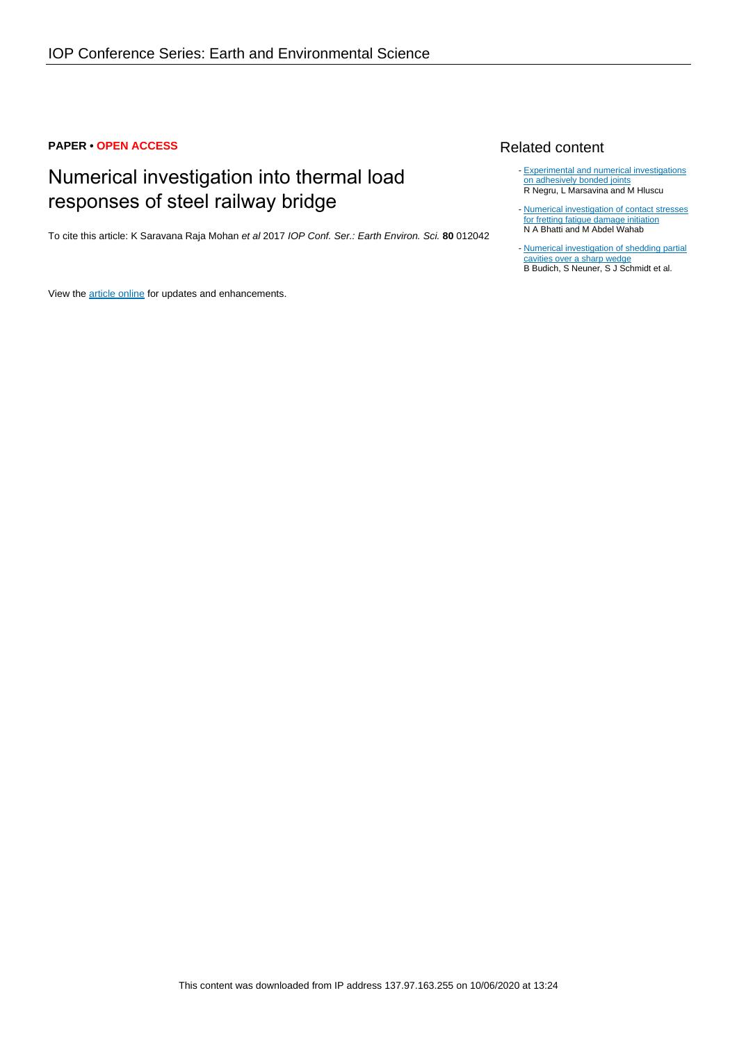IOP Conference Series: Earth and Environmental Science

**PAPER • OPEN ACCESS**

# Numerical investigation into thermal load responses of steel railway bridge

To cite this article: K Saravana Raja Mohan *et al* 2017 *IOP Conf. Ser.: Earth Environ. Sci.* **80** 012042

View the article online for updates and enhancements.

## Related content

- Experimental and numerical investigations on adhesively bonded joints
  R Negru, L Marsavina and M Hluscu

- Numerical investigation of contact stresses for fretting fatigue damage initiation
  N A Bhatti and M Abdel Wahab

- Numerical investigation of shedding partial cavities over a sharp wedge
  B Budich, S Neuner, S J Schmidt et al.

This content was downloaded from IP address 137.97.163.255 on 10/06/2020 at 13:24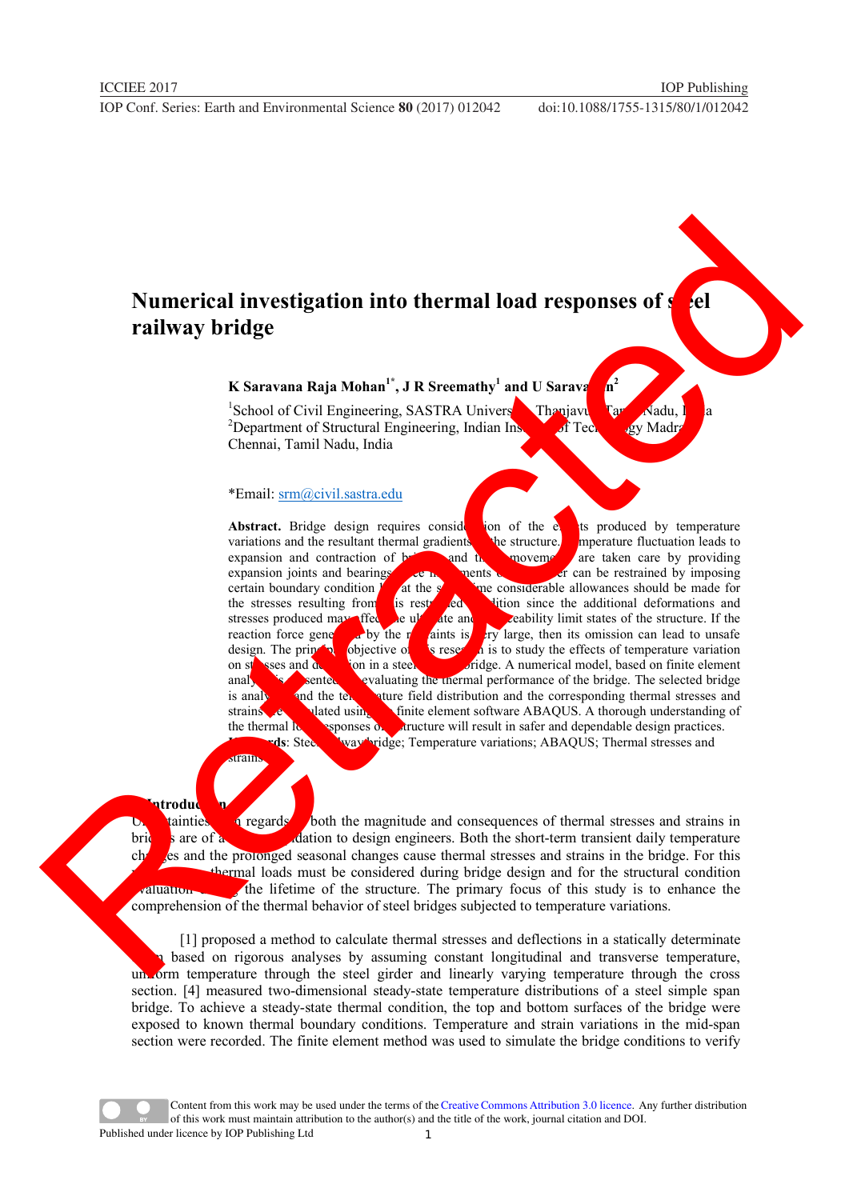# Numerical investigation into thermal load responses of steel railway bridge

**K Saravana Raja Mohan[1*], J R Sreemathy[1] and U Saravanan[2]**

[1]School of Civil Engineering, SASTRA University, Thanjavur, Tamil Nadu, India
[2]Department of Structural Engineering, Indian Institute of Technology Madras, Chennai, Tamil Nadu, India

*Email: srm@civil.sastra.edu

**Abstract.** Bridge design requires consideration of the effects produced by temperature variations and the resultant thermal gradients in the structure. Temperature fluctuation leads to expansion and contraction of bridges and these movements are taken care by providing expansion joints and bearings. These movements however can be restrained by imposing certain boundary condition but at the same time considerable allowances should be made for the stresses resulting from this restrained condition since the additional deformations and stresses produced may affect the ultimate and serviceability limit states of the structure. If the reaction force generated by the restraints is very large, then its omission can lead to unsafe design. The principal objective of this research is to study the effects of temperature variation on stresses and deflection in a steel railway bridge. A numerical model, based on finite element analysis is presented for evaluating the thermal performance of the bridge. The selected bridge is analysed and the temperature field distribution and the corresponding thermal stresses and strains are calculated using the finite element software ABAQUS. A thorough understanding of the thermal load responses of the structure will result in safer and dependable design practices.

**Keywords**: Steel railway bridge; Temperature variations; ABAQUS; Thermal stresses and strains

## 1. Introduction

Uncertainties in regards to both the magnitude and consequences of thermal stresses and strains in bridges are of a great trepidation to design engineers. Both the short-term transient daily temperature changes and the prolonged seasonal changes cause thermal stresses and strains in the bridge. For this reason, thermal loads must be considered during bridge design and for the structural condition evaluation during the lifetime of the structure. The primary focus of this study is to enhance the comprehension of the thermal behavior of steel bridges subjected to temperature variations.

[1] proposed a method to calculate thermal stresses and deflections in a statically determinate span based on rigorous analyses by assuming constant longitudinal and transverse temperature, uniform temperature through the steel girder and linearly varying temperature through the cross section. [4] measured two-dimensional steady-state temperature distributions of a steel simple span bridge. To achieve a steady-state thermal condition, the top and bottom surfaces of the bridge were exposed to known thermal boundary conditions. Temperature and strain variations in the mid-span section were recorded. The finite element method was used to simulate the bridge conditions to verify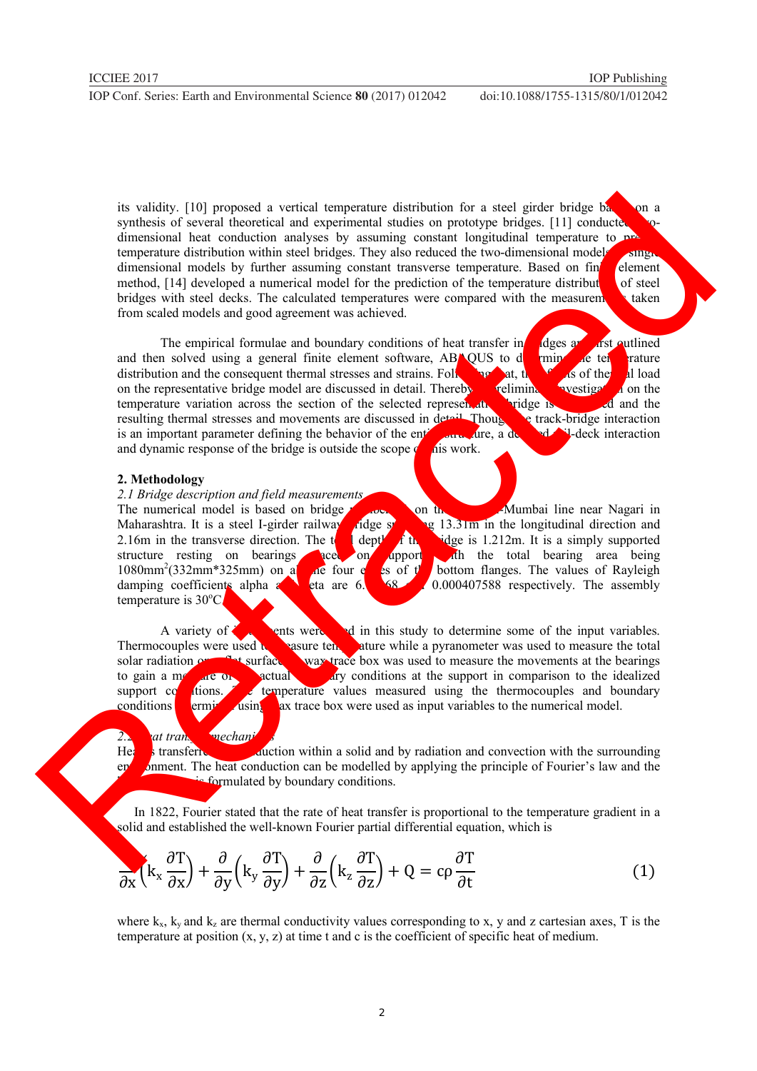its validity. [10] proposed a vertical temperature distribution for a steel girder bridge based on a synthesis of several theoretical and experimental studies on prototype bridges. [11] conducted two-dimensional heat conduction analyses by assuming constant longitudinal temperature to predict temperature distribution within steel bridges. They also reduced the two-dimensional models to single dimensional models by further assuming constant transverse temperature. Based on finite element method, [14] developed a numerical model for the prediction of the temperature distribution of steel bridges with steel decks. The calculated temperatures were compared with the measurements taken from scaled models and good agreement was achieved.

The empirical formulae and boundary conditions of heat transfer in bridges are first outlined and then solved using a general finite element software, ABAQUS to determine the temperature distribution and the consequent thermal stresses and strains. Following that, the effects of thermal load on the representative bridge model are discussed in detail. Thereby, preliminary investigation on the temperature variation across the section of the selected representative bridge is presented and the resulting thermal stresses and movements are discussed in detail. Though the track-bridge interaction is an important parameter defining the behavior of the entire structure, a detailed rail-deck interaction and dynamic response of the bridge is outside the scope of this work.

## 2. Methodology

### *2.1 Bridge description and field measurements*

The numerical model is based on bridge [...] on the [...]-Mumbai line near Nagari in Maharashtra. It is a steel I-girder railway bridge spanning 13.31m in the longitudinal direction and 2.16m in the transverse direction. The total depth of the bridge is 1.212m. It is a simply supported structure resting on bearings placed on supports with the total bearing area being 1080mm$^2$(332mm*325mm) on all the four edges of the bottom flanges. The values of Rayleigh damping coefficients alpha and beta are 6.[...]68 and 0.000407588 respectively. The assembly temperature is 30$^o$C.

A variety of instruments were used in this study to determine some of the input variables. Thermocouples were used to measure temperature while a pyranometer was used to measure the total solar radiation on a flat surface. A wax trace box was used to measure the movements at the bearings to gain a measure of the actual boundary conditions at the support in comparison to the idealized support conditions. The temperature values measured using the thermocouples and boundary conditions determined using wax trace box were used as input variables to the numerical model.

### *2.2 Heat transfer mechanism*

Heat is transferred by conduction within a solid and by radiation and convection with the surrounding environment. The heat conduction can be modelled by applying the principle of Fourier's law and the [...] is formulated by boundary conditions.

In 1822, Fourier stated that the rate of heat transfer is proportional to the temperature gradient in a solid and established the well-known Fourier partial differential equation, which is

$$\frac{\partial}{\partial x}\left(k_x \frac{\partial T}{\partial x}\right) + \frac{\partial}{\partial y}\left(k_y \frac{\partial T}{\partial y}\right) + \frac{\partial}{\partial z}\left(k_z \frac{\partial T}{\partial z}\right) + Q = c\rho \frac{\partial T}{\partial t} \quad (1)$$

where $k_x$, $k_y$ and $k_z$ are thermal conductivity values corresponding to x, y and z cartesian axes, T is the temperature at position (x, y, z) at time t and c is the coefficient of specific heat of medium.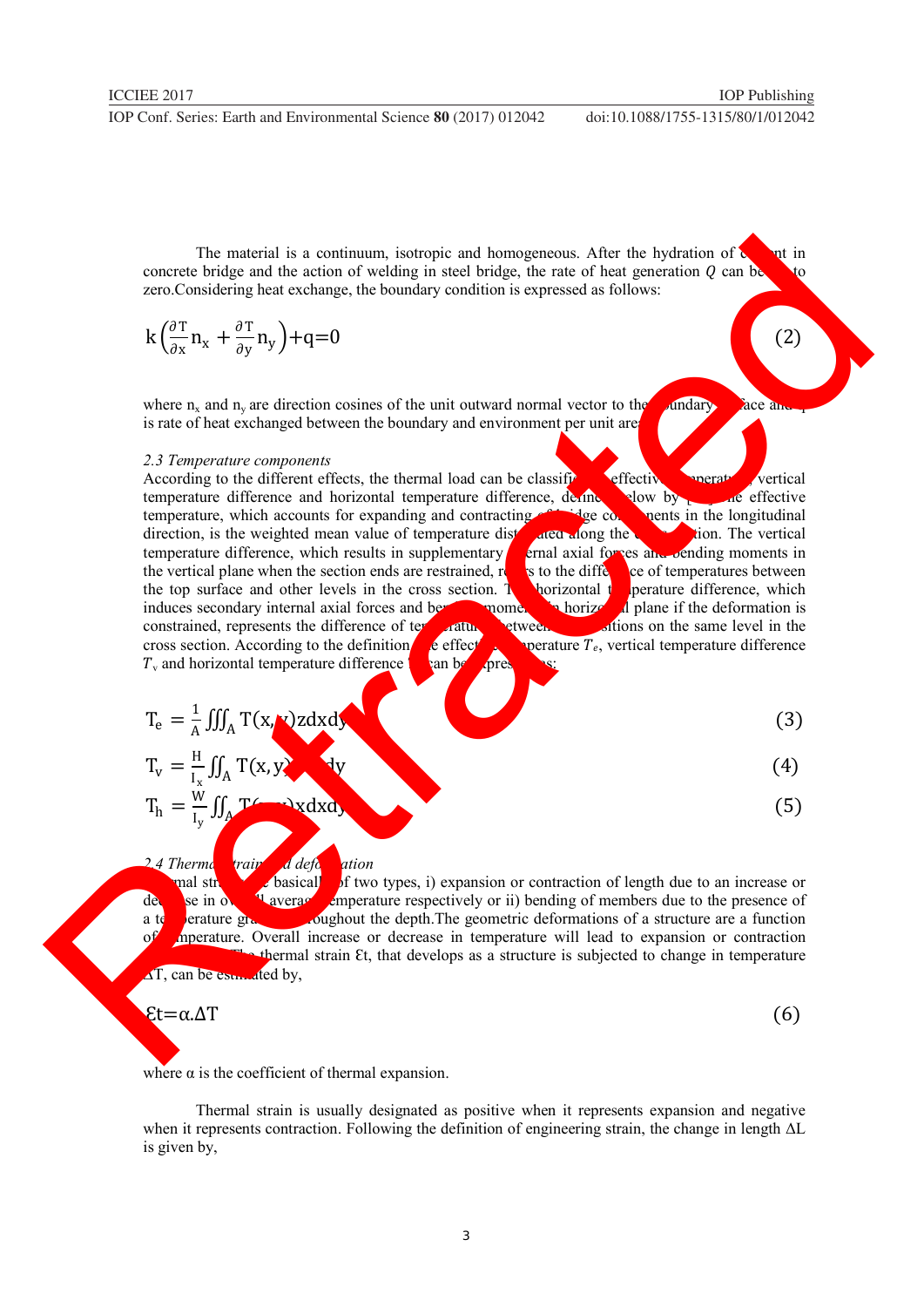The material is a continuum, isotropic and homogeneous. After the hydration of cement in concrete bridge and the action of welding in steel bridge, the rate of heat generation $Q$ can be set to zero.Considering heat exchange, the boundary condition is expressed as follows:

$$k\left(\frac{\partial T}{\partial x}n_x + \frac{\partial T}{\partial y}n_y\right)+q=0 \tag{2}$$

where $n_x$ and $n_y$ are direction cosines of the unit outward normal vector to the boundary surface and $q$ is rate of heat exchanged between the boundary and environment per unit area.

### 2.3 Temperature components

According to the different effects, the thermal load can be classified as effective temperature, vertical temperature difference and horizontal temperature difference, defined below by [ ]. The effective temperature, which accounts for expanding and contracting of bridge components in the longitudinal direction, is the weighted mean value of temperature distributed along the cross section. The vertical temperature difference, which results in supplementary internal axial forces and bending moments in the vertical plane when the section ends are restrained, refers to the difference of temperatures between the top surface and other levels in the cross section. The horizontal temperature difference, which induces secondary internal axial forces and bending moments in horizontal plane if the deformation is constrained, represents the difference of temperature between positions on the same level in the cross section. According to the definition, the effective temperature $T_e$, vertical temperature difference $T_v$ and horizontal temperature difference $T_h$ can be expressed as:

$$T_e = \frac{1}{A}\iiint_A T(x,y)\,z\,dx\,dy \tag{3}$$

$$T_v = \frac{H}{I_x}\iint_A T(x,y)\,y\,dx\,dy \tag{4}$$

$$T_h = \frac{W}{I_y}\iint_A T(x,y)\,x\,dx\,dy \tag{5}$$

### 2.4 Thermal strain and deformation

Thermal strains are basically of two types, i) expansion or contraction of length due to an increase or decrease in overall average temperature respectively or ii) bending of members due to the presence of a temperature gradient throughout the depth.The geometric deformations of a structure are a function of temperature. Overall increase or decrease in temperature will lead to expansion or contraction of length. The thermal strain $\varepsilon t$, that develops as a structure is subjected to change in temperature $\Delta T$, can be estimated by,

$$\varepsilon t=\alpha.\Delta T \tag{6}$$

where $\alpha$ is the coefficient of thermal expansion.

Thermal strain is usually designated as positive when it represents expansion and negative when it represents contraction. Following the definition of engineering strain, the change in length $\Delta L$ is given by,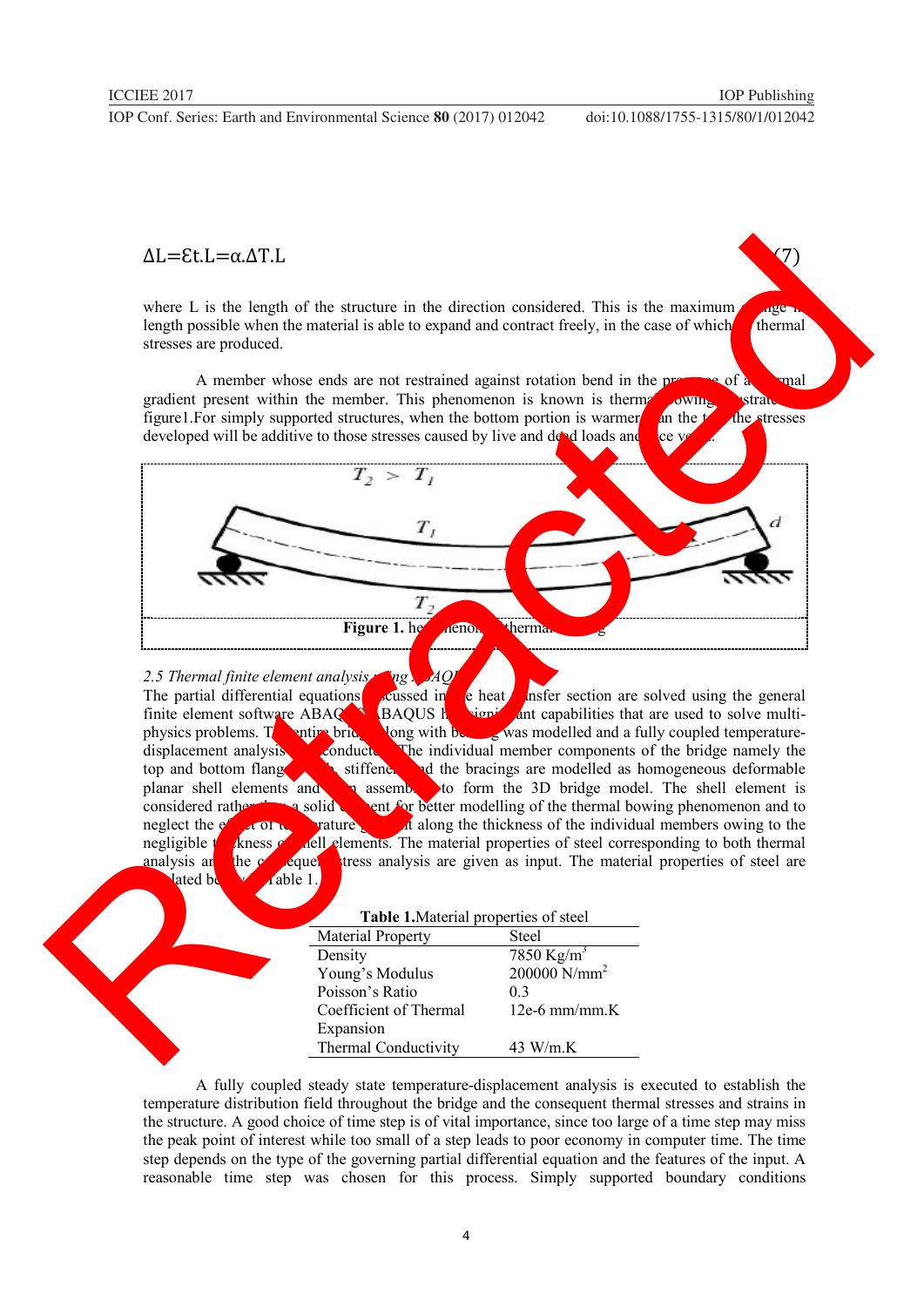$$\Delta L = \varepsilon_t . L = \alpha . \Delta T . L \quad (7)$$

where L is the length of the structure in the direction considered. This is the maximum change in length possible when the material is able to expand and contract freely, in the case of which no thermal stresses are produced.

A member whose ends are not restrained against rotation bend in the presence of a thermal gradient present within the member. This phenomenon is known is thermal bowing illustrated in figure1.For simply supported structures, when the bottom portion is warmer than the top the stresses developed will be additive to those stresses caused by live and dead loads and vice versa.

**Figure 1.** he phenomenon thermal bowing

*2.5 Thermal finite element analysis using ABAQUS*

The partial differential equations discussed in the heat transfer section are solved using the general finite element software ABAQUS. ABAQUS has significant capabilities that are used to solve multi-physics problems. The entire bridge along with bearing was modelled and a fully coupled temperature-displacement analysis is conducted. The individual member components of the bridge namely the top and bottom flanges, web, stiffeners and the bracings are modelled as homogeneous deformable planar shell elements and then assembled to form the 3D bridge model. The shell element is considered rather than a solid element for better modelling of the thermal bowing phenomenon and to neglect the effect of temperature gradient along the thickness of the individual members owing to the negligible thickness of shell elements. The material properties of steel corresponding to both thermal analysis and the consequent stress analysis are given as input. The material properties of steel are tabulated below in Table 1.

**Table 1.**Material properties of steel

| Material Property | Steel |
|---|---|
| Density | 7850 Kg/m$^3$ |
| Young's Modulus | 200000 N/mm$^2$ |
| Poisson's Ratio | 0.3 |
| Coefficient of Thermal Expansion | 12e-6 mm/mm.K |
| Thermal Conductivity | 43 W/m.K |

A fully coupled steady state temperature-displacement analysis is executed to establish the temperature distribution field throughout the bridge and the consequent thermal stresses and strains in the structure. A good choice of time step is of vital importance, since too large of a time step may miss the peak point of interest while too small of a step leads to poor economy in computer time. The time step depends on the type of the governing partial differential equation and the features of the input. A reasonable time step was chosen for this process. Simply supported boundary conditions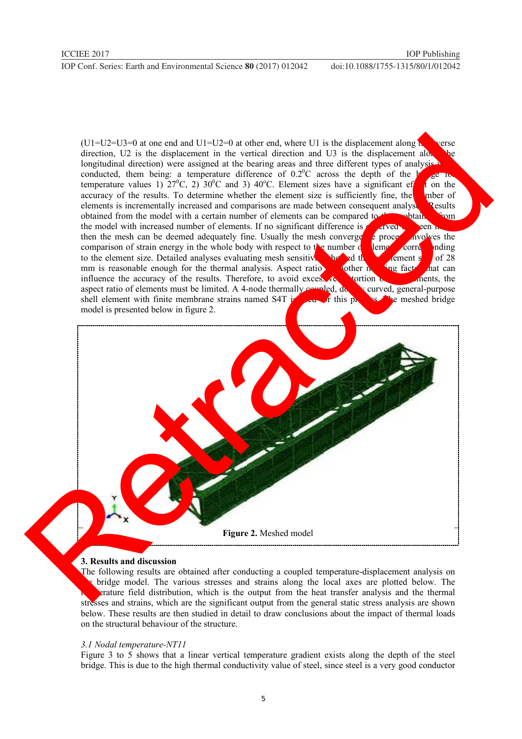(U1=U2=U3=0 at one end and U1=U2=0 at other end, where U1 is the displacement along transverse direction, U2 is the displacement in the vertical direction and U3 is the displacement along the longitudinal direction) were assigned at the bearing areas and three different types of analysis were conducted, them being: a temperature difference of $0.2^0$C across the depth of the bridge for temperature values 1) $27^0$C, 2) $30^0$C and 3) $40^o$C. Element sizes have a significant effect on the accuracy of the results. To determine whether the element size is sufficiently fine, the number of elements is incrementally increased and comparisons are made between consequent analyses. Results obtained from the model with a certain number of elements can be compared to those obtained from the model with increased number of elements. If no significant difference is observed between them then the mesh can be deemed adequately fine. Usually the mesh convergence process involves the comparison of strain energy in the whole body with respect to the number of elements corresponding to the element size. Detailed analyses evaluating mesh sensitivity showed that an element size of 28 mm is reasonable enough for the thermal analysis. Aspect ratio is another meshing factor that can influence the accuracy of the results. Therefore, to avoid excessive distortion of the elements, the aspect ratio of elements must be limited. A 4-node thermally coupled, doubly curved, general-purpose shell element with finite membrane strains named S4T is used for this process. The meshed bridge model is presented below in figure 2.

**Figure 2.** Meshed model

## 3. Results and discussion

The following results are obtained after conducting a coupled temperature-displacement analysis on the bridge model. The various stresses and strains along the local axes are plotted below. The temperature field distribution, which is the output from the heat transfer analysis and the thermal stresses and strains, which are the significant output from the general static stress analysis are shown below. These results are then studied in detail to draw conclusions about the impact of thermal loads on the structural behaviour of the structure.

### *3.1 Nodal temperature-NT11*

Figure 3 to 5 shows that a linear vertical temperature gradient exists along the depth of the steel bridge. This is due to the high thermal conductivity value of steel, since steel is a very good conductor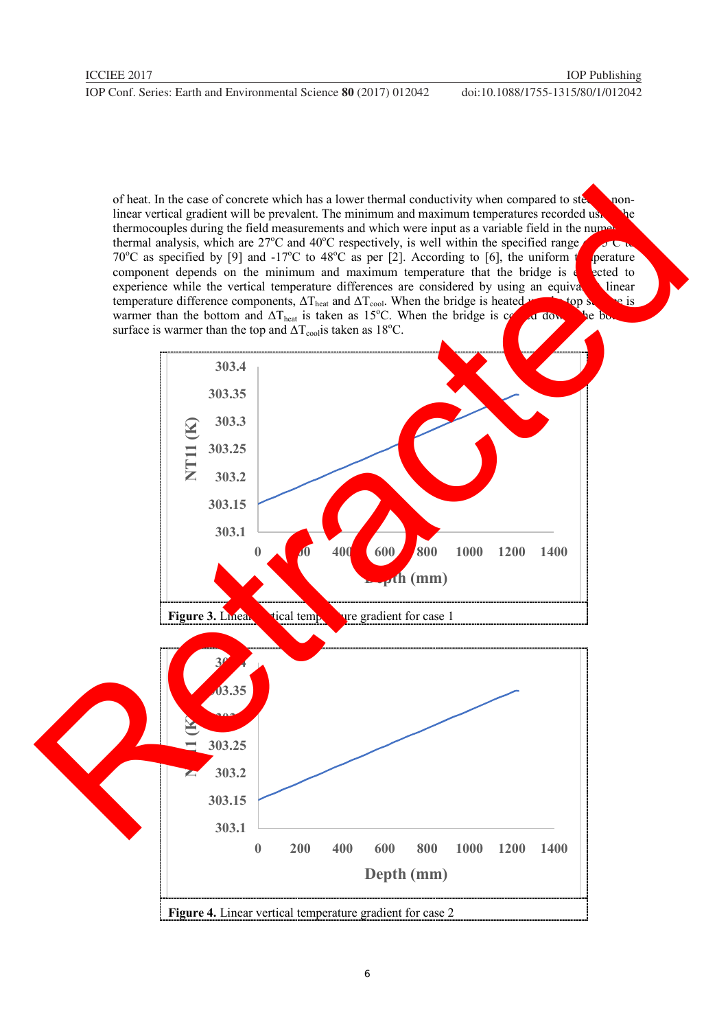of heat. In the case of concrete which has a lower thermal conductivity when compared to steel, a non-linear vertical gradient will be prevalent. The minimum and maximum temperatures recorded using the thermocouples during the field measurements and which were input as a variable field in the numerical thermal analysis, which are 27°C and 40°C respectively, is well within the specified range of -5°C to 70°C as specified by [9] and -17°C to 48°C as per [2]. According to [6], the uniform temperature component depends on the minimum and maximum temperature that the bridge is expected to experience while the vertical temperature differences are considered by using an equivalent linear temperature difference components, $\Delta T_{heat}$ and $\Delta T_{cool}$. When the bridge is heated up, the top surface is warmer than the bottom and $\Delta T_{heat}$ is taken as 15°C. When the bridge is cooled down, the bottom surface is warmer than the top and $\Delta T_{cool}$ is taken as 18°C.

**Figure 3.** Linear vertical temperature gradient for case 1

**Figure 4.** Linear vertical temperature gradient for case 2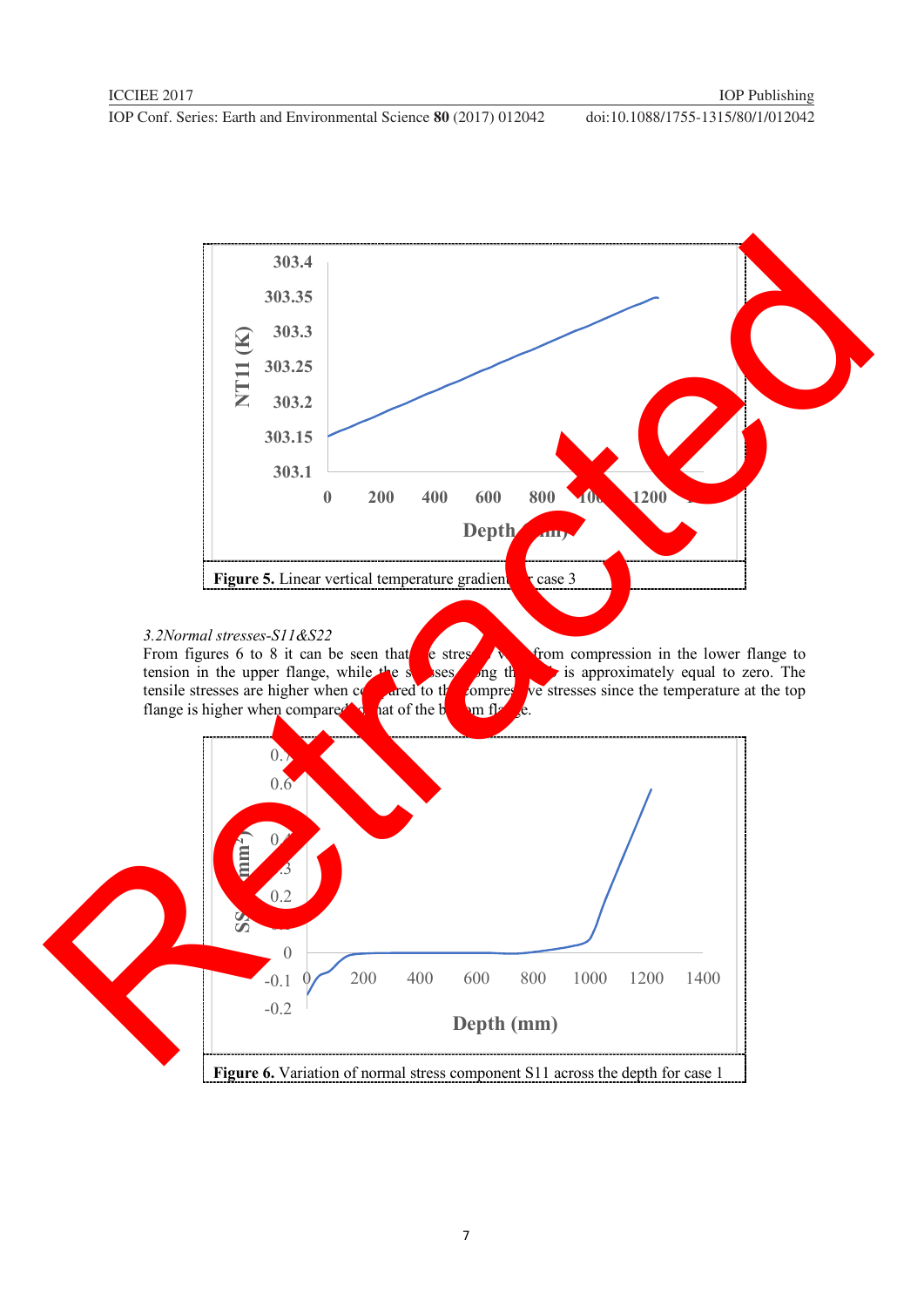Figure 5. Linear vertical temperature gradient for case 3

*3.2Normal stresses-S11&S22*

From figures 6 to 8 it can be seen that the stresses vary from compression in the lower flange to tension in the upper flange, while the stresses along the web is approximately equal to zero. The tensile stresses are higher when compared to the compressive stresses since the temperature at the top flange is higher when compared to that of the bottom flange.

Figure 6. Variation of normal stress component S11 across the depth for case 1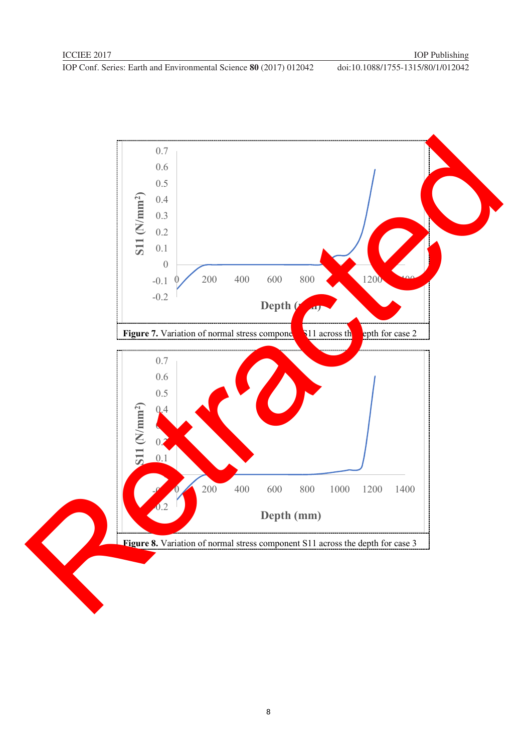Figure 7. Variation of normal stress component S11 across the depth for case 2

Figure 8. Variation of normal stress component S11 across the depth for case 3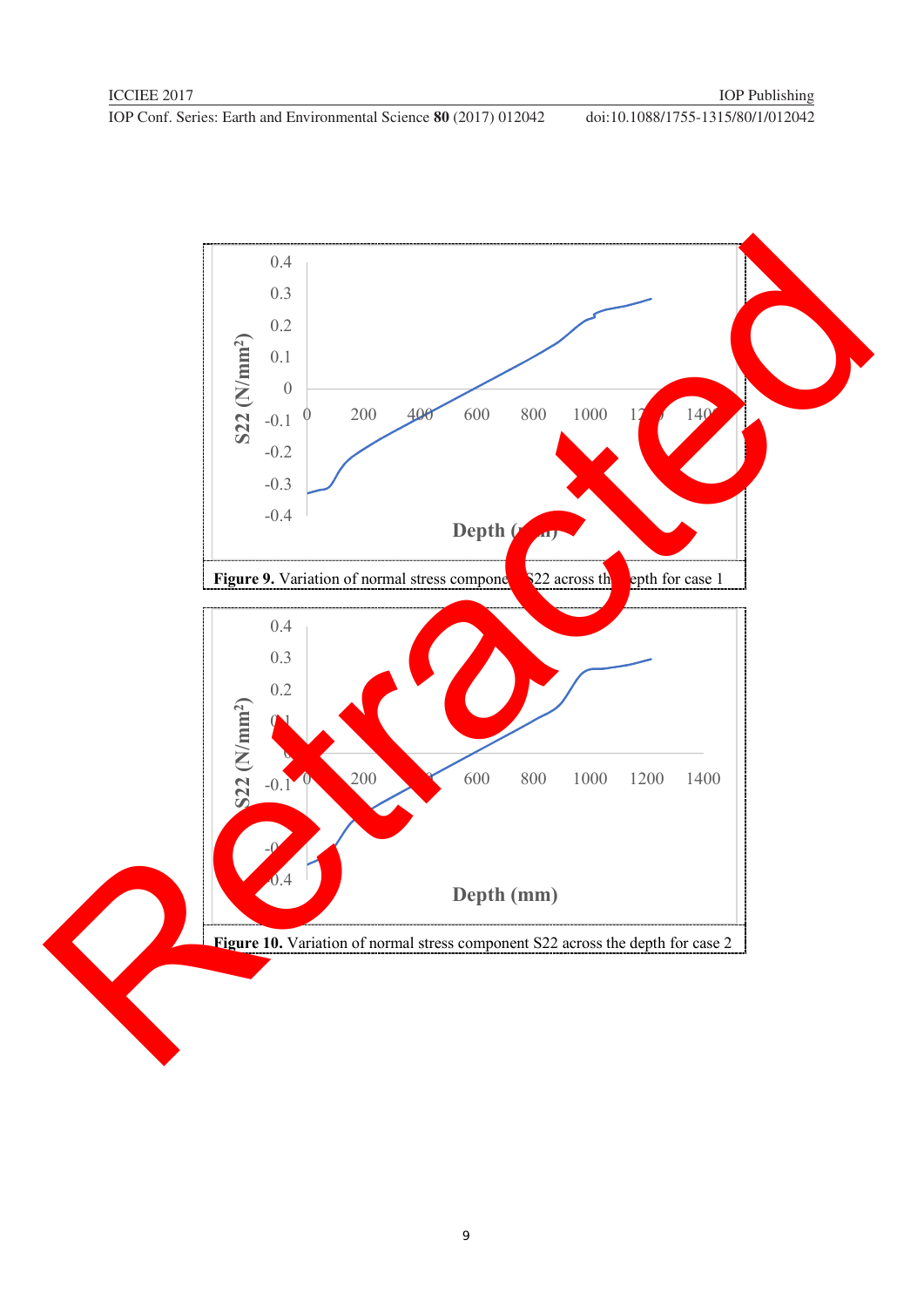**Figure 9.** Variation of normal stress component S22 across the depth for case 1

**Figure 10.** Variation of normal stress component S22 across the depth for case 2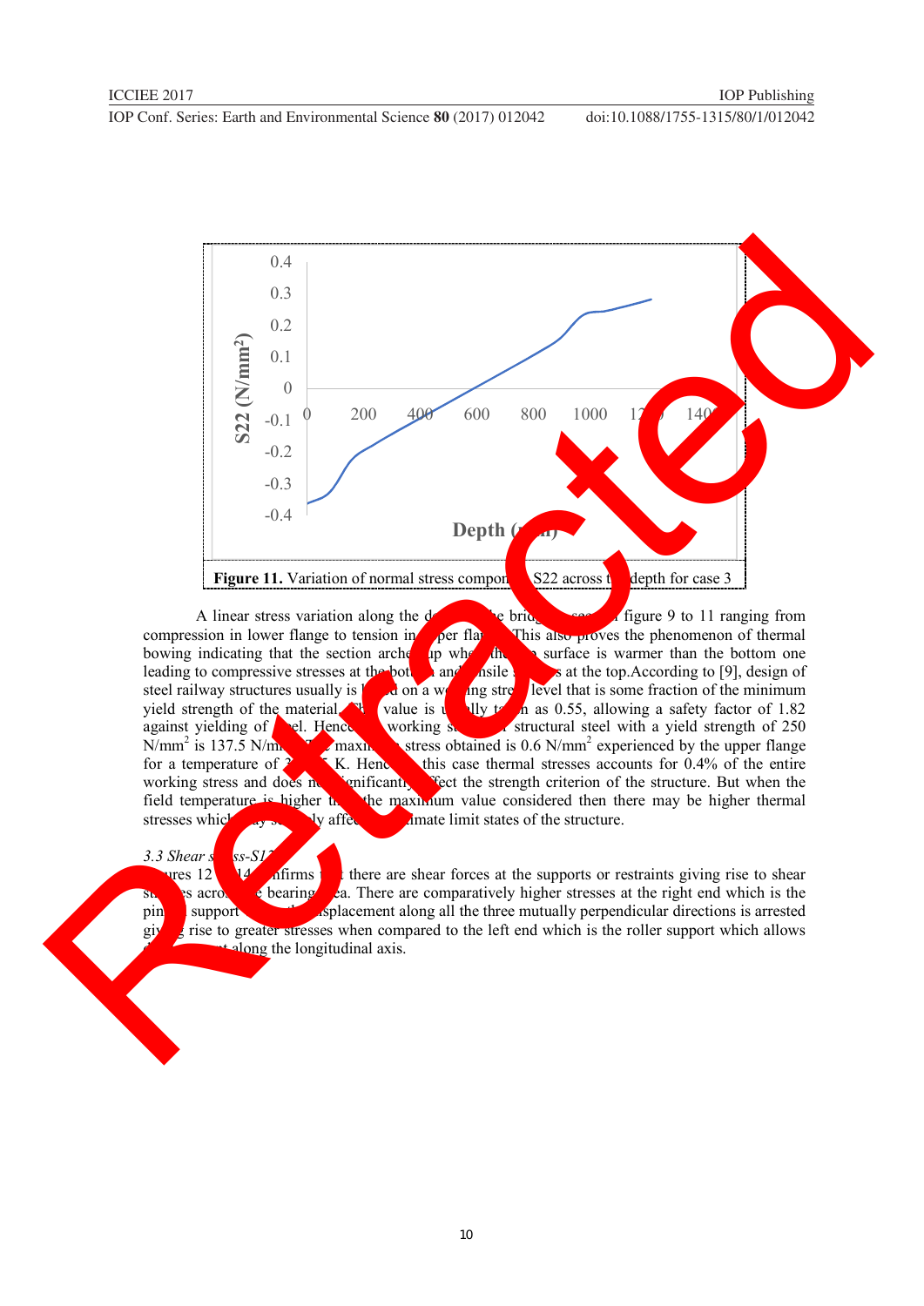**Figure 11.** Variation of normal stress component S22 across the depth for case 3

A linear stress variation along the depth of the bridge is seen in figure 9 to 11 ranging from compression in lower flange to tension in upper flange. This also proves the phenomenon of thermal bowing indicating that the section arches up when the top surface is warmer than the bottom one leading to compressive stresses at the bottom and tensile stresses at the top. According to [9], design of steel railway structures usually is based on a working stress level that is some fraction of the minimum yield strength of the material. This value is usually taken as 0.55, allowing a safety factor of 1.82 against yielding of steel. Hence the working stress of structural steel with a yield strength of 250 $N/mm^2$ is 137.5 $N/mm^2$. The maximum stress obtained is 0.6 $N/mm^2$ experienced by the upper flange for a temperature of 3xx.5 K. Hence in this case thermal stresses accounts for 0.4% of the entire working stress and does not significantly affect the strength criterion of the structure. But when the field temperature is higher than the maximum value considered then there may be higher thermal stresses which may seriously affect the ultimate limit states of the structure.

### 3.3 Shear stress-S12

Figures 12 to 14 confirms that there are shear forces at the supports or restraints giving rise to shear stresses across the bearing area. There are comparatively higher stresses at the right end which is the pinned support where the displacement along all the three mutually perpendicular directions is arrested giving rise to greater stresses when compared to the left end which is the roller support which allows displacement along the longitudinal axis.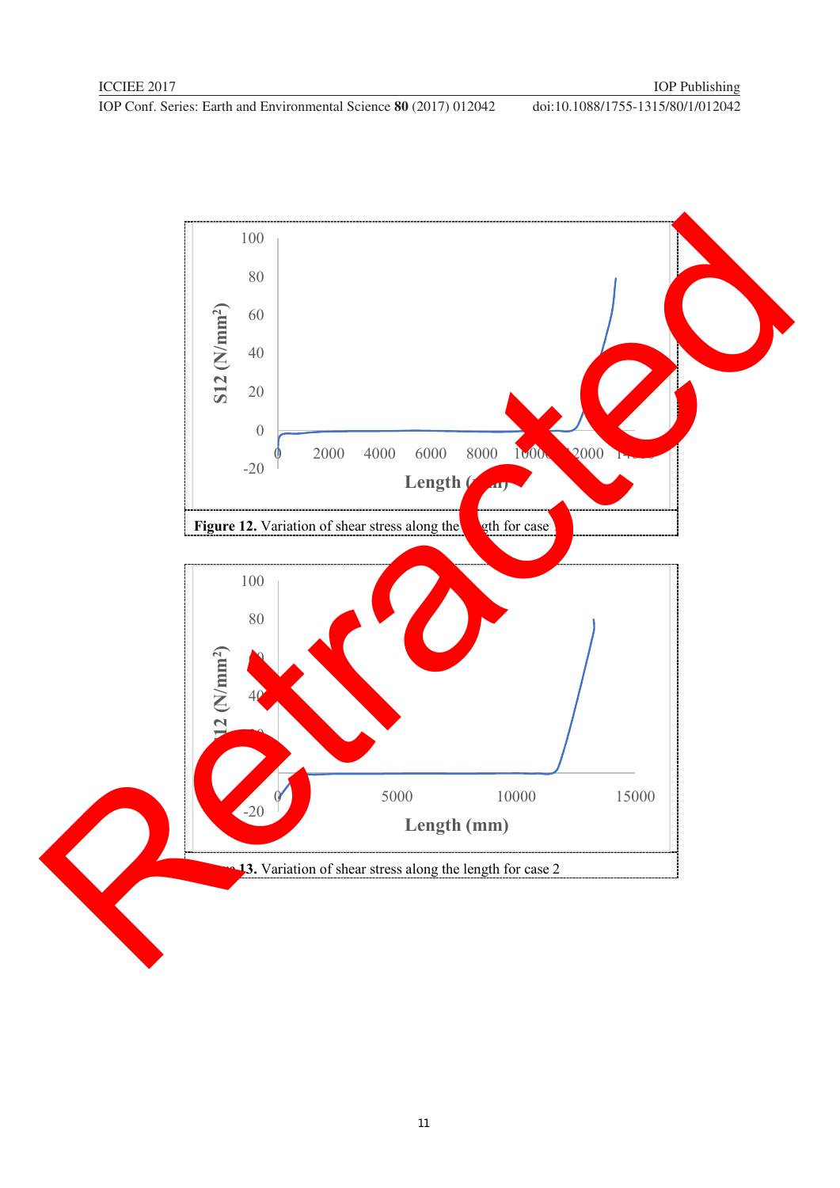**Figure 12.** Variation of shear stress along the length for case 1

**Figure 13.** Variation of shear stress along the length for case 2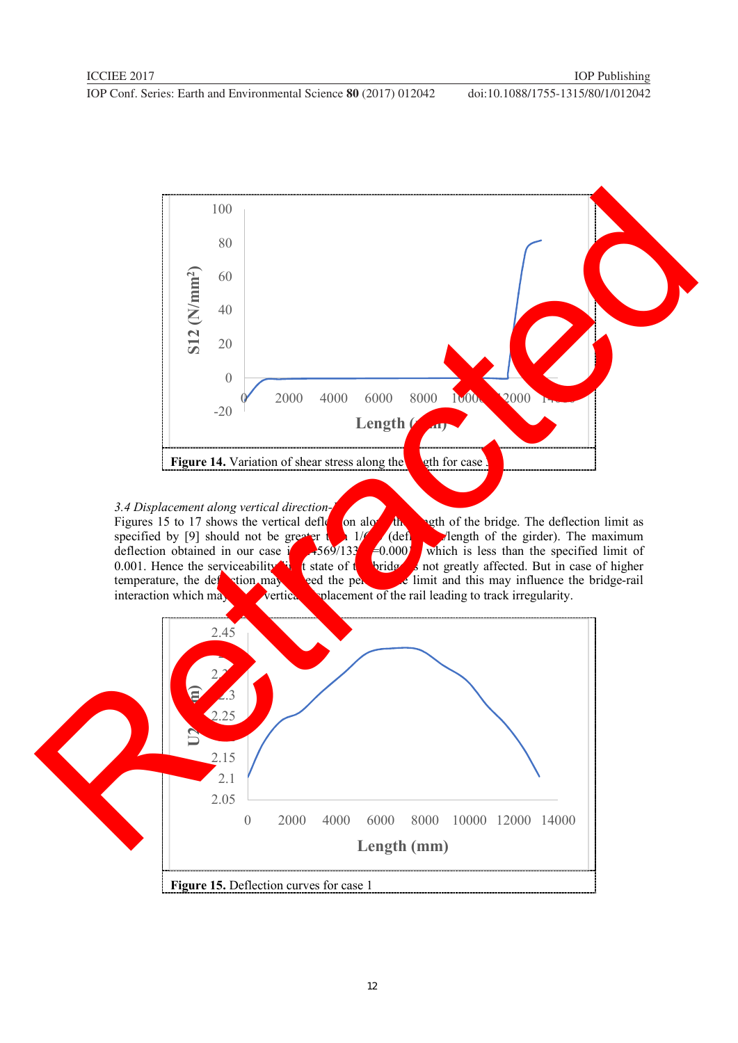Figure 14. Variation of shear stress along the length for case 1

*3.4 Displacement along vertical direction-U2*

Figures 15 to 17 shows the vertical deflection along the length of the bridge. The deflection limit as specified by [9] should not be greater than 1/(... (deflection/length of the girder). The maximum deflection obtained in our case is ...4569/133... =0.000... which is less than the specified limit of 0.001. Hence the serviceability limit state of the bridge is not greatly affected. But in case of higher temperature, the deflection may exceed the permissible limit and this may influence the bridge-rail interaction which may ... vertical displacement of the rail leading to track irregularity.

Figure 15. Deflection curves for case 1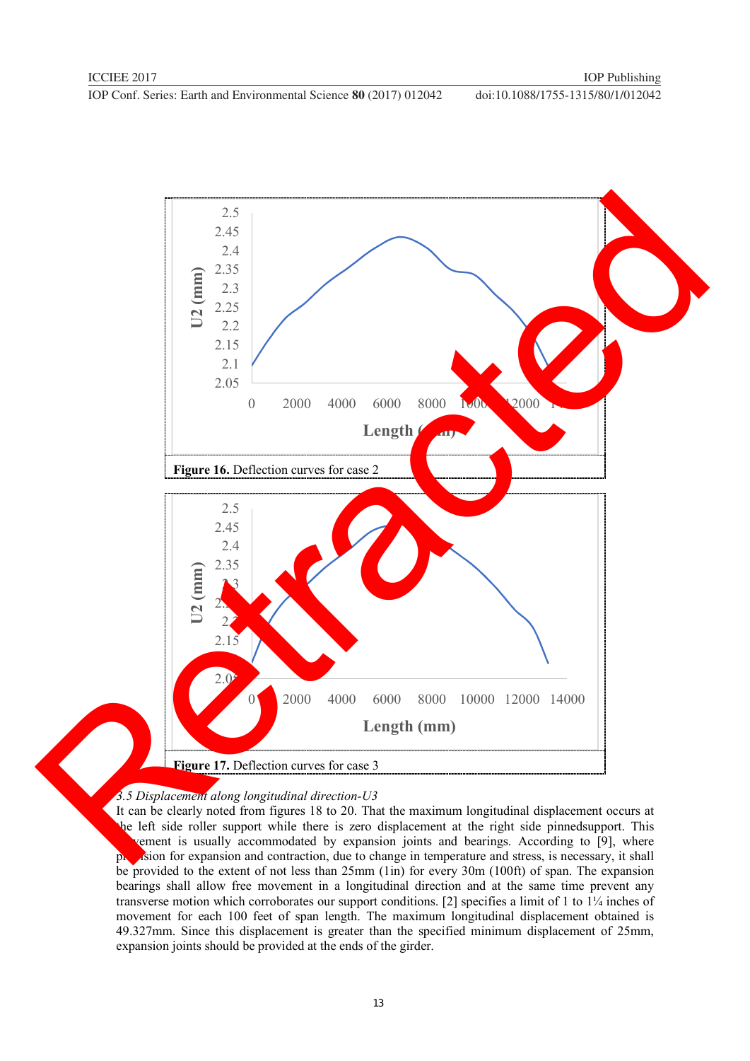Figure 16. Deflection curves for case 2

Figure 17. Deflection curves for case 3

*3.5 Displacement along longitudinal direction-U3*

It can be clearly noted from figures 18 to 20. That the maximum longitudinal displacement occurs at the left side roller support while there is zero displacement at the right side pinnedsupport. This movement is usually accommodated by expansion joints and bearings. According to [9], where provision for expansion and contraction, due to change in temperature and stress, is necessary, it shall be provided to the extent of not less than 25mm (1in) for every 30m (100ft) of span. The expansion bearings shall allow free movement in a longitudinal direction and at the same time prevent any transverse motion which corroborates our support conditions. [2] specifies a limit of 1 to 1¼ inches of movement for each 100 feet of span length. The maximum longitudinal displacement obtained is 49.327mm. Since this displacement is greater than the specified minimum displacement of 25mm, expansion joints should be provided at the ends of the girder.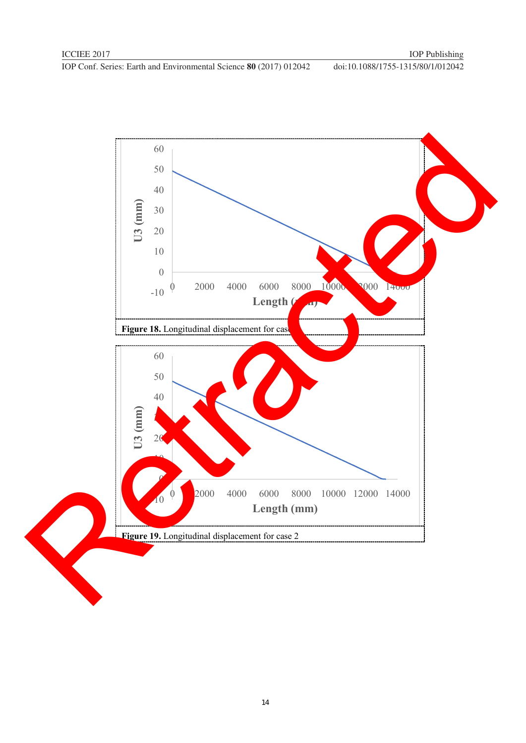Figure 18. Longitudinal displacement for case 1

Figure 19. Longitudinal displacement for case 2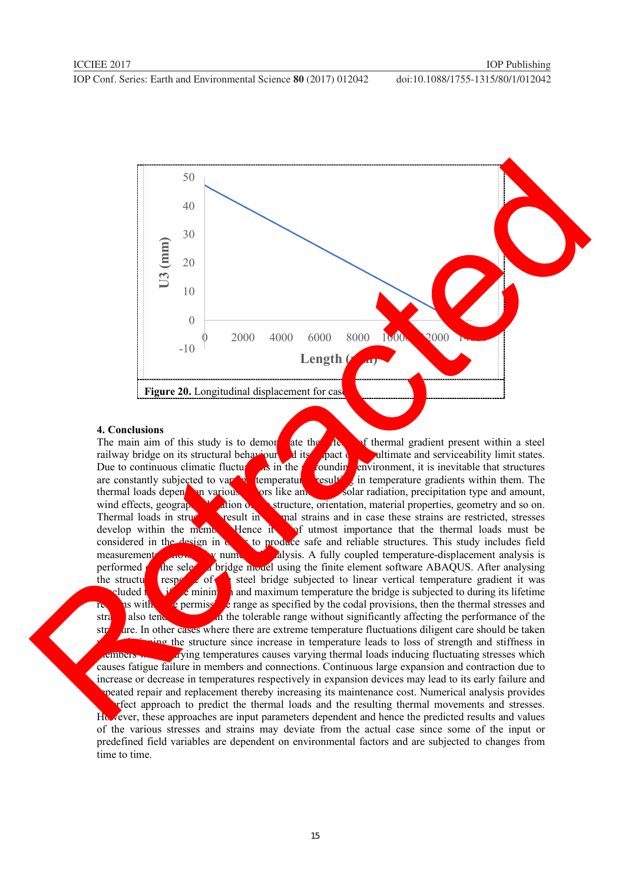**Figure 20.** Longitudinal displacement for case

## 4. Conclusions

The main aim of this study is to demonstrate the effect of thermal gradient present within a steel railway bridge on its structural behaviour and its impact on ultimate and serviceability limit states. Due to continuous climatic fluctuations in the surrounding environment, it is inevitable that structures are constantly subjected to varying temperatures resulting in temperature gradients within them. The thermal loads depend on various factors like ambient temperature, solar radiation, precipitation type and amount, wind effects, geographical location of the structure, orientation, material properties, geometry and so on. Thermal loads in structures result in thermal strains and in case these strains are restricted, stresses develop within the members. Hence it is of utmost importance that the thermal loads must be considered in the design in order to produce safe and reliable structures. This study includes field measurements followed by numerical analysis. A fully coupled temperature-displacement analysis is performed on the selected bridge model using the finite element software ABAQUS. After analysing the structural response of the steel bridge subjected to linear vertical temperature gradient it was concluded that if the minimum and maximum temperature the bridge is subjected to during its lifetime remains within the permissible range as specified by the codal provisions, then the thermal stresses and strains also tend to remain in the tolerable range without significantly affecting the performance of the structure. In other cases where there are extreme temperature fluctuations diligent care should be taken while designing the structure since increase in temperature leads to loss of strength and stiffness in members while varying temperatures causes varying thermal loads inducing fluctuating stresses which causes fatigue failure in members and connections. Continuous large expansion and contraction due to increase or decrease in temperatures respectively in expansion devices may lead to its early failure and repeated repair and replacement thereby increasing its maintenance cost. Numerical analysis provides a perfect approach to predict the thermal loads and the resulting thermal movements and stresses. However, these approaches are input parameters dependent and hence the predicted results and values of the various stresses and strains may deviate from the actual case since some of the input or predefined field variables are dependent on environmental factors and are subjected to changes from time to time.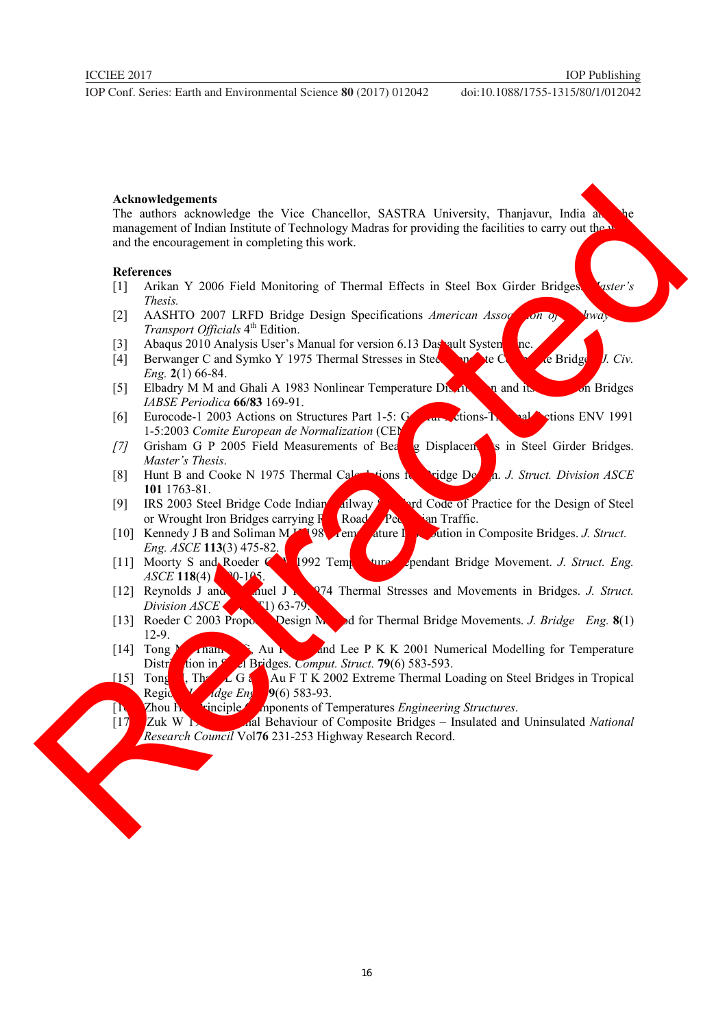**Acknowledgements**

The authors acknowledge the Vice Chancellor, SASTRA University, Thanjavur, India and the management of Indian Institute of Technology Madras for providing the facilities to carry out the work and the encouragement in completing this work.

**References**

[1] Arikan Y 2006 Field Monitoring of Thermal Effects in Steel Box Girder Bridges. *Master's Thesis.*

[2] AASHTO 2007 LRFD Bridge Design Specifications *American Association of Highway Transport Officials* 4th Edition.

[3] Abaqus 2010 Analysis User's Manual for version 6.13 Dassault Systems Inc.

[4] Berwanger C and Symko Y 1975 Thermal Stresses in Steel Concrete Composite Bridges *J. Civ. Eng.* **2**(1) 66-84.

[5] Elbadry M M and Ghali A 1983 Nonlinear Temperature Distribution and its Effects on Bridges *IABSE Periodica* **66/83** 169-91.

[6] Eurocode-1 2003 Actions on Structures Part 1-5: General Actions-Thermal Actions ENV 1991 1-5:2003 *Comite European de Normalization* (CEN)

*[7]* Grisham G P 2005 Field Measurements of Bearing Displacements in Steel Girder Bridges. *Master's Thesis*.

[8] Hunt B and Cooke N 1975 Thermal Calculations for Bridge Design. *J. Struct. Division ASCE* **101** 1763-81.

[9] IRS 2003 Steel Bridge Code Indian Railway Standard Code of Practice for the Design of Steel or Wrought Iron Bridges carrying Rail, Road and Pedestrian Traffic.

[10] Kennedy J B and Soliman M H 1987 Temperature Distribution in Composite Bridges. *J. Struct. Eng. ASCE* **113**(3) 475-82.

[11] Moorty S and Roeder C W 1992 Temperature-Dependant Bridge Movement. *J. Struct. Eng. ASCE* **118**(4) 1090-105.

[12] Reynolds J and Emanuel J H 1974 Thermal Stresses and Movements in Bridges. *J. Struct. Division ASCE* **100**(ST1) 63-79.

[13] Roeder C 2003 Proposed Design Method for Thermal Bridge Movements. *J. Bridge Eng.* **8**(1) 12-9.

[14] Tong M, Tham L G, Au F T K and Lee P K K 2001 Numerical Modelling for Temperature Distribution in Steel Bridges. *Comput. Struct.* **79**(6) 583-593.

[15] Tong M, Tham L G and Au F T K 2002 Extreme Thermal Loading on Steel Bridges in Tropical Region *J. Bridge Eng.* **9**(6) 583-93.

[16] Zhou H Principle Components of Temperatures *Engineering Structures*.

[17] Zuk W 1965 Thermal Behaviour of Composite Bridges – Insulated and Uninsulated *National Research Council* Vol**76** 231-253 Highway Research Record.